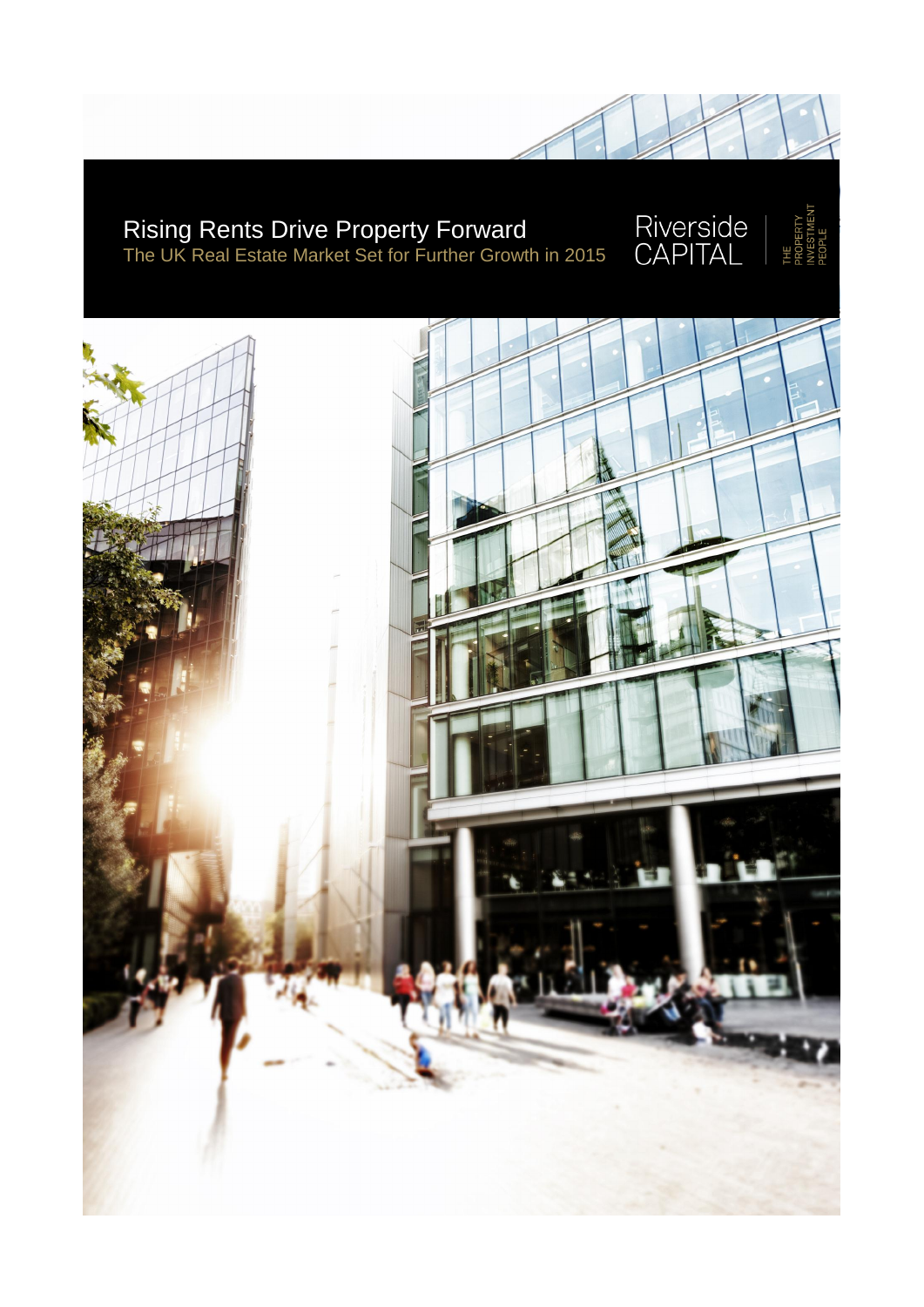# Rising Rents Drive Property Forward

## The UK Real Estate Market Set for Further Growth in 2015

Riverside CAPITAL

THE PROPERTY INVESTMENT PEOPLE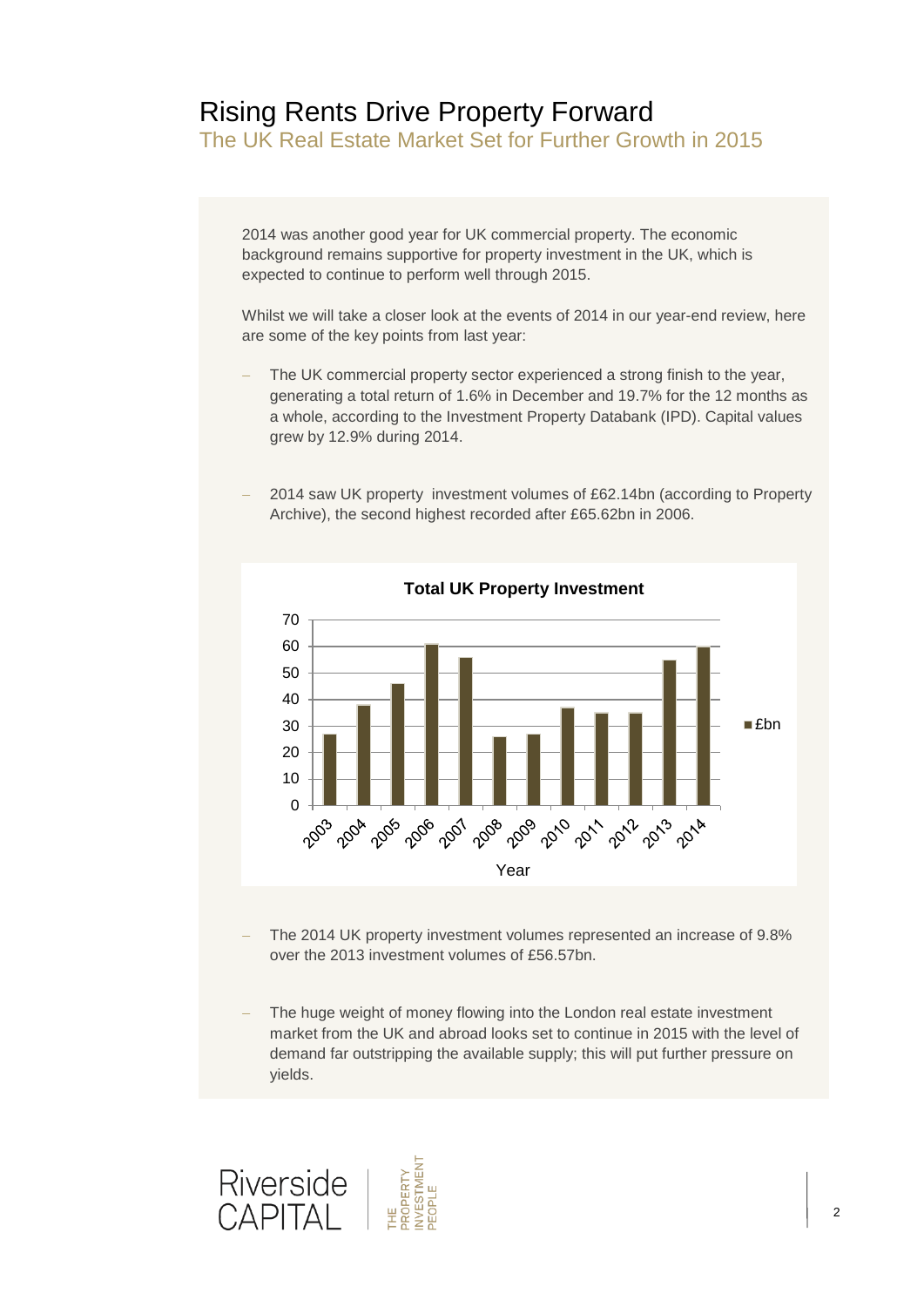# Rising Rents Drive Property Forward

## The UK Real Estate Market Set for Further Growth in 2015

2014 was another good year for UK commercial property. The economic background remains supportive for property investment in the UK, which is expected to continue to perform well through 2015.

Whilst we will take a closer look at the events of 2014 in our year-end review, here are some of the key points from last year:

- The UK commercial property sector experienced a strong finish to the year, generating a total return of 1.6% in December and 19.7% for the 12 months as a whole, according to the Investment Property Databank (IPD). Capital values grew by 12.9% during 2014.

- 2014 saw UK property investment volumes of £62.14bn (according to Property Archive), the second highest recorded after £65.62bn in 2006.

**Total UK Property Investment**

| Year | £bn |
|---|---|
| 2003 | 27 |
| 2004 | 38 |
| 2005 | 46 |
| 2006 | 61 |
| 2007 | 56 |
| 2008 | 26 |
| 2009 | 27 |
| 2010 | 37 |
| 2011 | 35 |
| 2012 | 35 |
| 2013 | 55 |
| 2014 | 60 |

- The 2014 UK property investment volumes represented an increase of 9.8% over the 2013 investment volumes of £56.57bn.

- The huge weight of money flowing into the London real estate investment market from the UK and abroad looks set to continue in 2015 with the level of demand far outstripping the available supply; this will put further pressure on yields.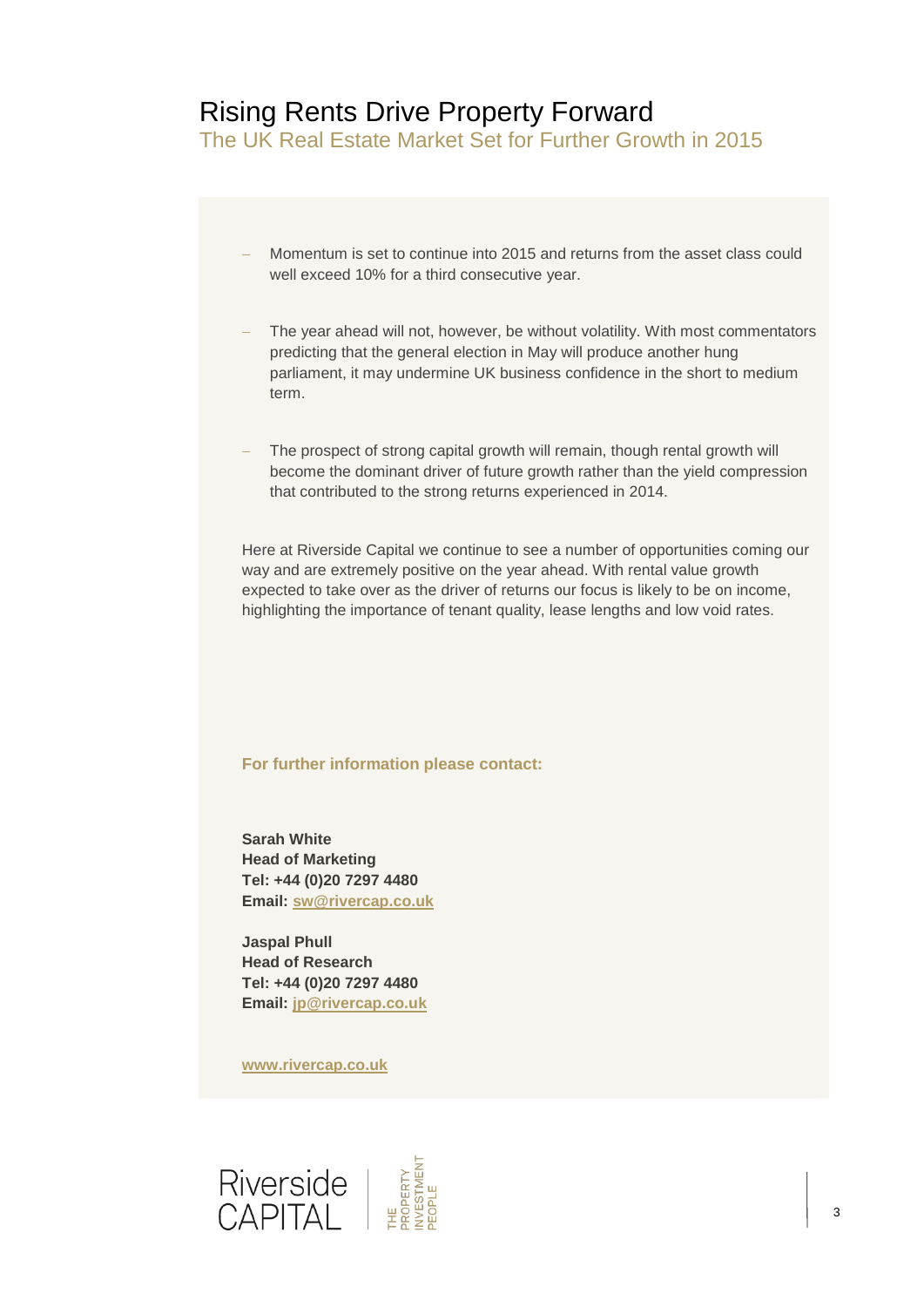# Rising Rents Drive Property Forward

## The UK Real Estate Market Set for Further Growth in 2015

- Momentum is set to continue into 2015 and returns from the asset class could well exceed 10% for a third consecutive year.
- The year ahead will not, however, be without volatility. With most commentators predicting that the general election in May will produce another hung parliament, it may undermine UK business confidence in the short to medium term.
- The prospect of strong capital growth will remain, though rental growth will become the dominant driver of future growth rather than the yield compression that contributed to the strong returns experienced in 2014.

Here at Riverside Capital we continue to see a number of opportunities coming our way and are extremely positive on the year ahead. With rental value growth expected to take over as the driver of returns our focus is likely to be on income, highlighting the importance of tenant quality, lease lengths and low void rates.

**For further information please contact:**

**Sarah White**
**Head of Marketing**
**Tel: +44 (0)20 7297 4480**
**Email: sw@rivercap.co.uk**

**Jaspal Phull**
**Head of Research**
**Tel: +44 (0)20 7297 4480**
**Email: jp@rivercap.co.uk**

**www.rivercap.co.uk**

Riverside CAPITAL | THE PROPERTY INVESTMENT PEOPLE